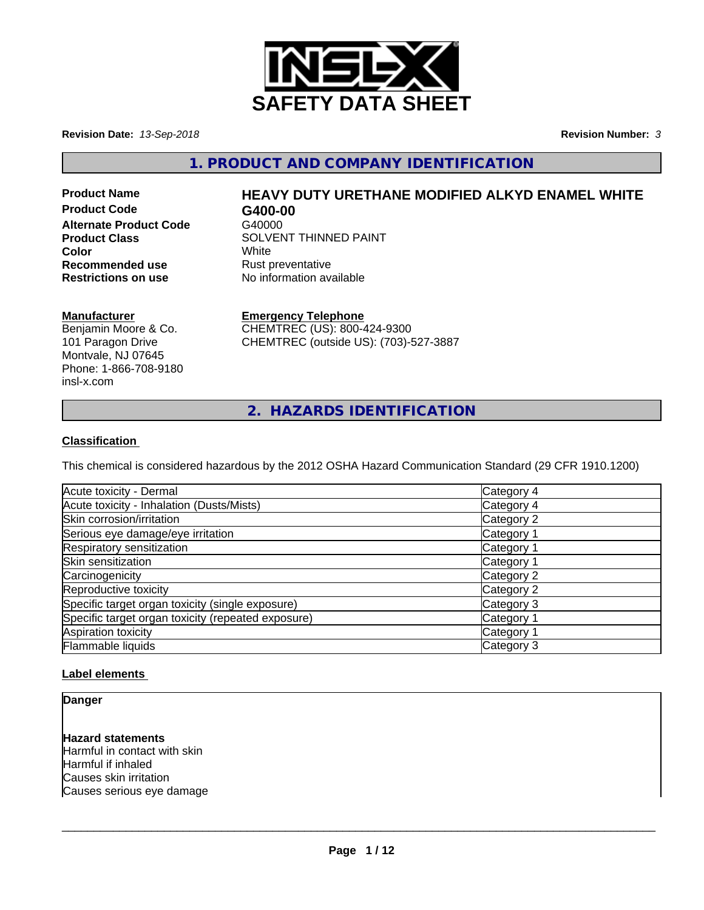# SAFETY DATA SHEET

**Revision Date:** *13-Sep-2018* **Revision Number:** *3*

## 1. PRODUCT AND COMPANY IDENTIFICATION

| | |
|---|---|
| **Product Name** | **HEAVY DUTY URETHANE MODIFIED ALKYD ENAMEL WHITE** |
| **Product Code** | **G400-00** |
| **Alternate Product Code** | G40000 |
| **Product Class** | SOLVENT THINNED PAINT |
| **Color** | White |
| **Recommended use** | Rust preventative |
| **Restrictions on use** | No information available |

**Manufacturer**
Benjamin Moore & Co.
101 Paragon Drive
Montvale, NJ 07645
Phone: 1-866-708-9180
insl-x.com

**Emergency Telephone**
CHEMTREC (US): 800-424-9300
CHEMTREC (outside US): (703)-527-3887

## 2. HAZARDS IDENTIFICATION

### Classification

This chemical is considered hazardous by the 2012 OSHA Hazard Communication Standard (29 CFR 1910.1200)

| | |
|---|---|
| Acute toxicity - Dermal | Category 4 |
| Acute toxicity - Inhalation (Dusts/Mists) | Category 4 |
| Skin corrosion/irritation | Category 2 |
| Serious eye damage/eye irritation | Category 1 |
| Respiratory sensitization | Category 1 |
| Skin sensitization | Category 1 |
| Carcinogenicity | Category 2 |
| Reproductive toxicity | Category 2 |
| Specific target organ toxicity (single exposure) | Category 3 |
| Specific target organ toxicity (repeated exposure) | Category 1 |
| Aspiration toxicity | Category 1 |
| Flammable liquids | Category 3 |

### Label elements

**Danger**

**Hazard statements**
Harmful in contact with skin
Harmful if inhaled
Causes skin irritation
Causes serious eye damage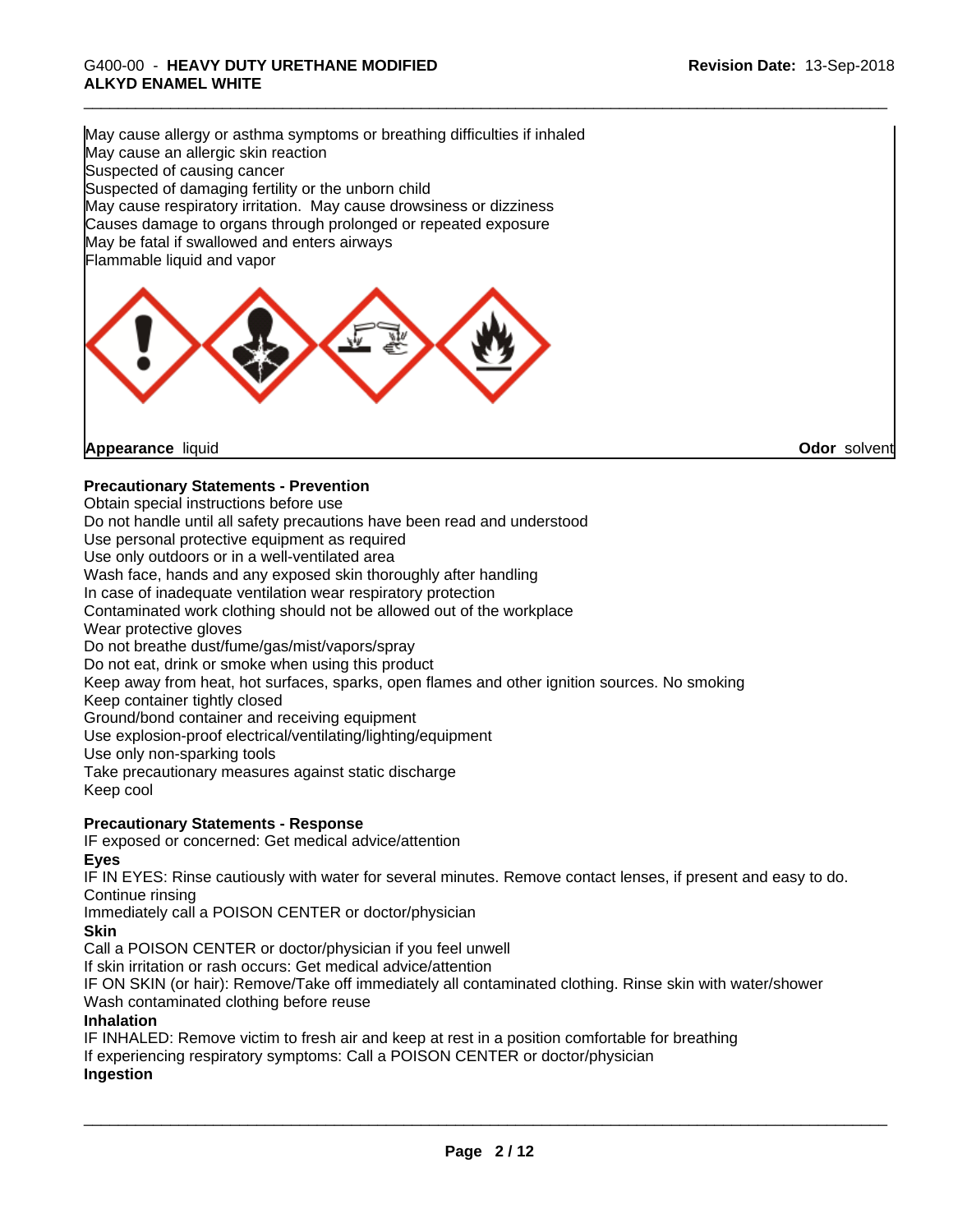May cause allergy or asthma symptoms or breathing difficulties if inhaled
May cause an allergic skin reaction
Suspected of causing cancer
Suspected of damaging fertility or the unborn child
May cause respiratory irritation. May cause drowsiness or dizziness
Causes damage to organs through prolonged or repeated exposure
May be fatal if swallowed and enters airways
Flammable liquid and vapor

**Appearance** liquid **Odor** solvent

**Precautionary Statements - Prevention**

Obtain special instructions before use
Do not handle until all safety precautions have been read and understood
Use personal protective equipment as required
Use only outdoors or in a well-ventilated area
Wash face, hands and any exposed skin thoroughly after handling
In case of inadequate ventilation wear respiratory protection
Contaminated work clothing should not be allowed out of the workplace
Wear protective gloves
Do not breathe dust/fume/gas/mist/vapors/spray
Do not eat, drink or smoke when using this product
Keep away from heat, hot surfaces, sparks, open flames and other ignition sources. No smoking
Keep container tightly closed
Ground/bond container and receiving equipment
Use explosion-proof electrical/ventilating/lighting/equipment
Use only non-sparking tools
Take precautionary measures against static discharge
Keep cool

**Precautionary Statements - Response**

IF exposed or concerned: Get medical advice/attention

**Eyes**

IF IN EYES: Rinse cautiously with water for several minutes. Remove contact lenses, if present and easy to do. Continue rinsing
Immediately call a POISON CENTER or doctor/physician

**Skin**

Call a POISON CENTER or doctor/physician if you feel unwell
If skin irritation or rash occurs: Get medical advice/attention
IF ON SKIN (or hair): Remove/Take off immediately all contaminated clothing. Rinse skin with water/shower
Wash contaminated clothing before reuse

**Inhalation**

IF INHALED: Remove victim to fresh air and keep at rest in a position comfortable for breathing
If experiencing respiratory symptoms: Call a POISON CENTER or doctor/physician

**Ingestion**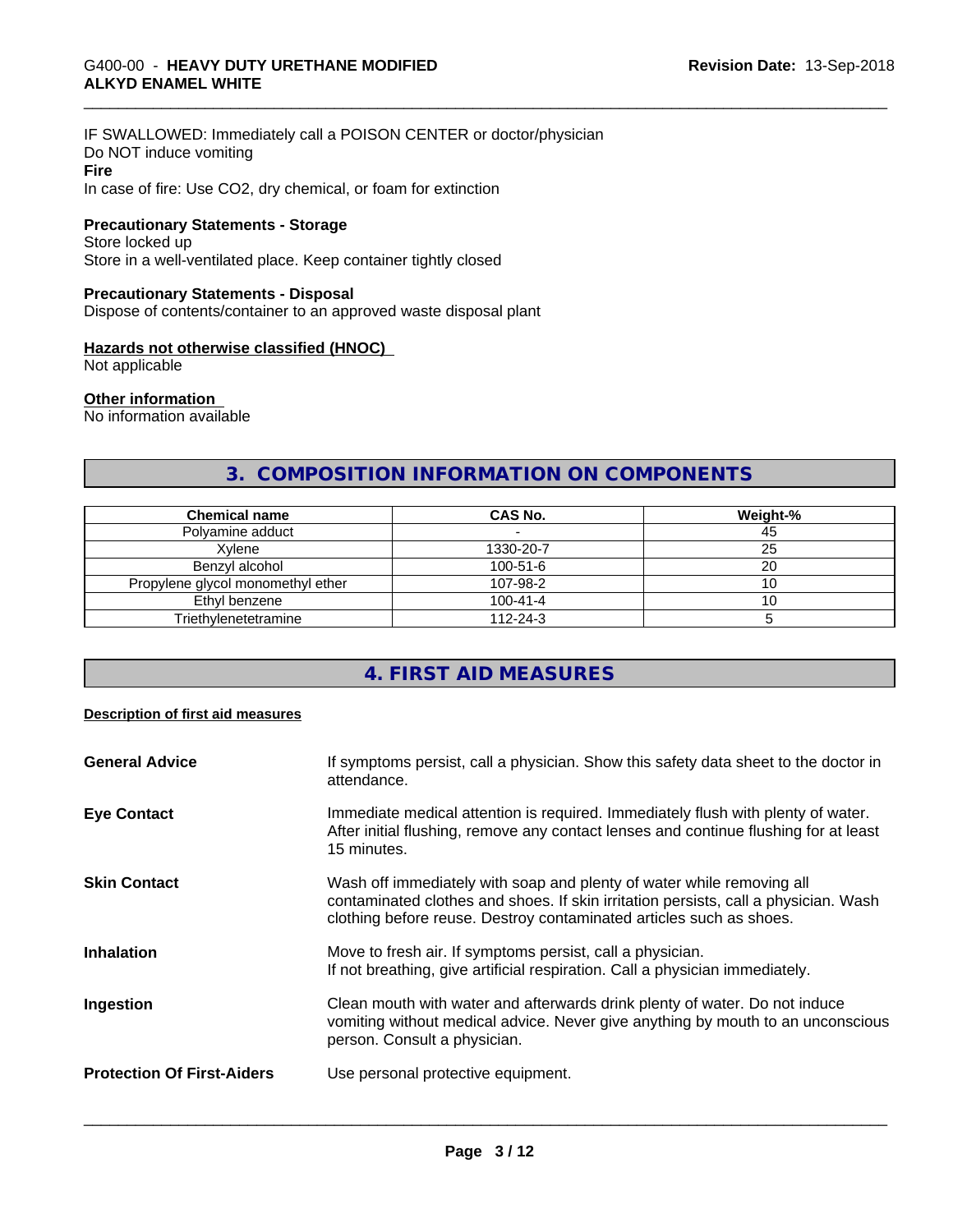IF SWALLOWED: Immediately call a POISON CENTER or doctor/physician
Do NOT induce vomiting

**Fire**

In case of fire: Use CO2, dry chemical, or foam for extinction

**Precautionary Statements - Storage**

Store locked up
Store in a well-ventilated place. Keep container tightly closed

**Precautionary Statements - Disposal**

Dispose of contents/container to an approved waste disposal plant

**Hazards not otherwise classified (HNOC)**

Not applicable

**Other information**

No information available

## 3. COMPOSITION INFORMATION ON COMPONENTS

| Chemical name | CAS No. | Weight-% |
|---|---|---|
| Polyamine adduct | - | 45 |
| Xylene | 1330-20-7 | 25 |
| Benzyl alcohol | 100-51-6 | 20 |
| Propylene glycol monomethyl ether | 107-98-2 | 10 |
| Ethyl benzene | 100-41-4 | 10 |
| Triethylenetetramine | 112-24-3 | 5 |

## 4. FIRST AID MEASURES

**Description of first aid measures**

**General Advice**
If symptoms persist, call a physician. Show this safety data sheet to the doctor in attendance.

**Eye Contact**
Immediate medical attention is required. Immediately flush with plenty of water. After initial flushing, remove any contact lenses and continue flushing for at least 15 minutes.

**Skin Contact**
Wash off immediately with soap and plenty of water while removing all contaminated clothes and shoes. If skin irritation persists, call a physician. Wash clothing before reuse. Destroy contaminated articles such as shoes.

**Inhalation**
Move to fresh air. If symptoms persist, call a physician.
If not breathing, give artificial respiration. Call a physician immediately.

**Ingestion**
Clean mouth with water and afterwards drink plenty of water. Do not induce vomiting without medical advice. Never give anything by mouth to an unconscious person. Consult a physician.

**Protection Of First-Aiders**
Use personal protective equipment.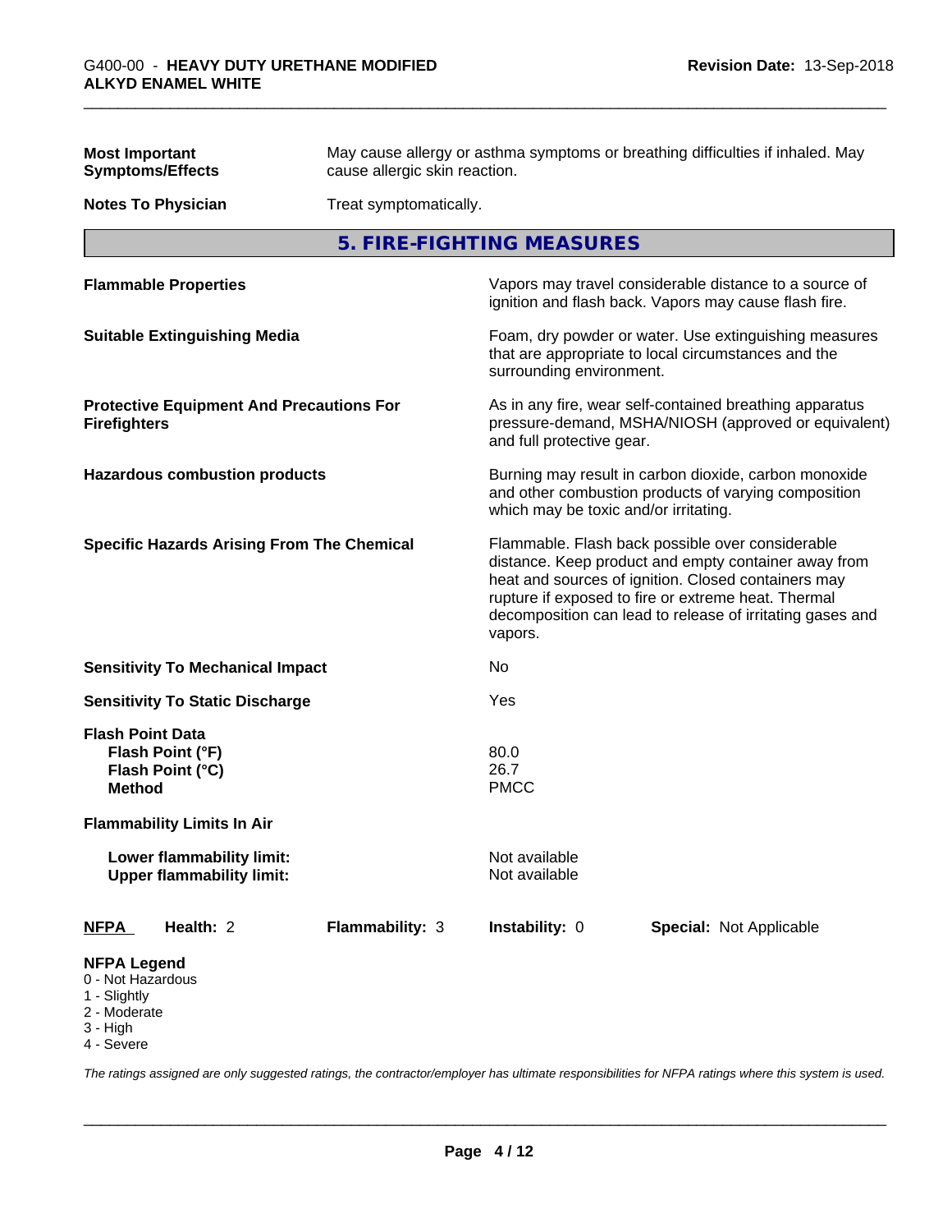| | |
|---|---|
| **Most Important Symptoms/Effects** | May cause allergy or asthma symptoms or breathing difficulties if inhaled. May cause allergic skin reaction. |
| **Notes To Physician** | Treat symptomatically. |

## 5. FIRE-FIGHTING MEASURES

| | |
|---|---|
| **Flammable Properties** | Vapors may travel considerable distance to a source of ignition and flash back. Vapors may cause flash fire. |
| **Suitable Extinguishing Media** | Foam, dry powder or water. Use extinguishing measures that are appropriate to local circumstances and the surrounding environment. |
| **Protective Equipment And Precautions For Firefighters** | As in any fire, wear self-contained breathing apparatus pressure-demand, MSHA/NIOSH (approved or equivalent) and full protective gear. |
| **Hazardous combustion products** | Burning may result in carbon dioxide, carbon monoxide and other combustion products of varying composition which may be toxic and/or irritating. |
| **Specific Hazards Arising From The Chemical** | Flammable. Flash back possible over considerable distance. Keep product and empty container away from heat and sources of ignition. Closed containers may rupture if exposed to fire or extreme heat. Thermal decomposition can lead to release of irritating gases and vapors. |
| **Sensitivity To Mechanical Impact** | No |
| **Sensitivity To Static Discharge** | Yes |
| **Flash Point Data** | |
| **Flash Point (°F)** | 80.0 |
| **Flash Point (°C)** | 26.7 |
| **Method** | PMCC |
| **Flammability Limits In Air** | |
| **Lower flammability limit:** | Not available |
| **Upper flammability limit:** | Not available |

| **NFPA** | **Health:** 2 | **Flammability:** 3 | **Instability:** 0 | **Special:** Not Applicable |
|---|---|---|---|---|

**NFPA Legend**
- 0 - Not Hazardous
- 1 - Slightly
- 2 - Moderate
- 3 - High
- 4 - Severe

*The ratings assigned are only suggested ratings, the contractor/employer has ultimate responsibilities for NFPA ratings where this system is used.*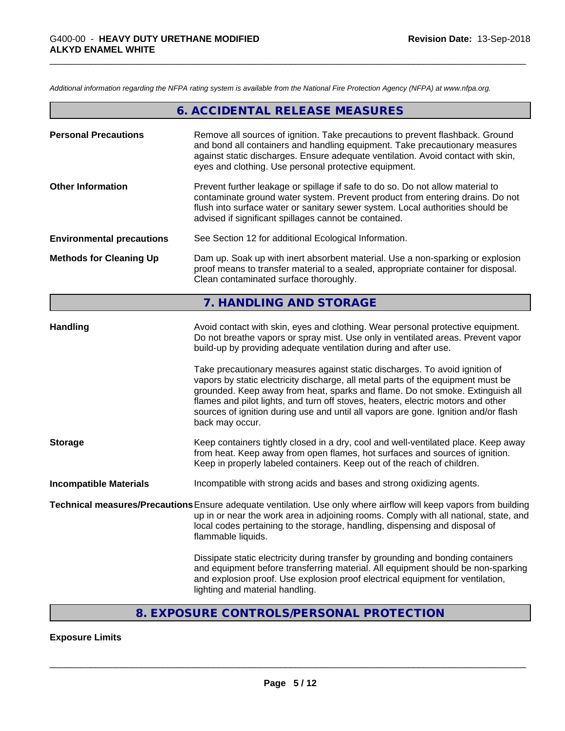*Additional information regarding the NFPA rating system is available from the National Fire Protection Agency (NFPA) at www.nfpa.org.*

## 6. ACCIDENTAL RELEASE MEASURES

**Personal Precautions**
Remove all sources of ignition. Take precautions to prevent flashback. Ground and bond all containers and handling equipment. Take precautionary measures against static discharges. Ensure adequate ventilation. Avoid contact with skin, eyes and clothing. Use personal protective equipment.

**Other Information**
Prevent further leakage or spillage if safe to do so. Do not allow material to contaminate ground water system. Prevent product from entering drains. Do not flush into surface water or sanitary sewer system. Local authorities should be advised if significant spillages cannot be contained.

**Environmental precautions**
See Section 12 for additional Ecological Information.

**Methods for Cleaning Up**
Dam up. Soak up with inert absorbent material. Use a non-sparking or explosion proof means to transfer material to a sealed, appropriate container for disposal. Clean contaminated surface thoroughly.

## 7. HANDLING AND STORAGE

**Handling**
Avoid contact with skin, eyes and clothing. Wear personal protective equipment. Do not breathe vapors or spray mist. Use only in ventilated areas. Prevent vapor build-up by providing adequate ventilation during and after use.

Take precautionary measures against static discharges. To avoid ignition of vapors by static electricity discharge, all metal parts of the equipment must be grounded. Keep away from heat, sparks and flame. Do not smoke. Extinguish all flames and pilot lights, and turn off stoves, heaters, electric motors and other sources of ignition during use and until all vapors are gone. Ignition and/or flash back may occur.

**Storage**
Keep containers tightly closed in a dry, cool and well-ventilated place. Keep away from heat. Keep away from open flames, hot surfaces and sources of ignition. Keep in properly labeled containers. Keep out of the reach of children.

**Incompatible Materials**
Incompatible with strong acids and bases and strong oxidizing agents.

**Technical measures/Precautions**
Ensure adequate ventilation. Use only where airflow will keep vapors from building up in or near the work area in adjoining rooms. Comply with all national, state, and local codes pertaining to the storage, handling, dispensing and disposal of flammable liquids.

Dissipate static electricity during transfer by grounding and bonding containers and equipment before transferring material. All equipment should be non-sparking and explosion proof. Use explosion proof electrical equipment for ventilation, lighting and material handling.

## 8. EXPOSURE CONTROLS/PERSONAL PROTECTION

**Exposure Limits**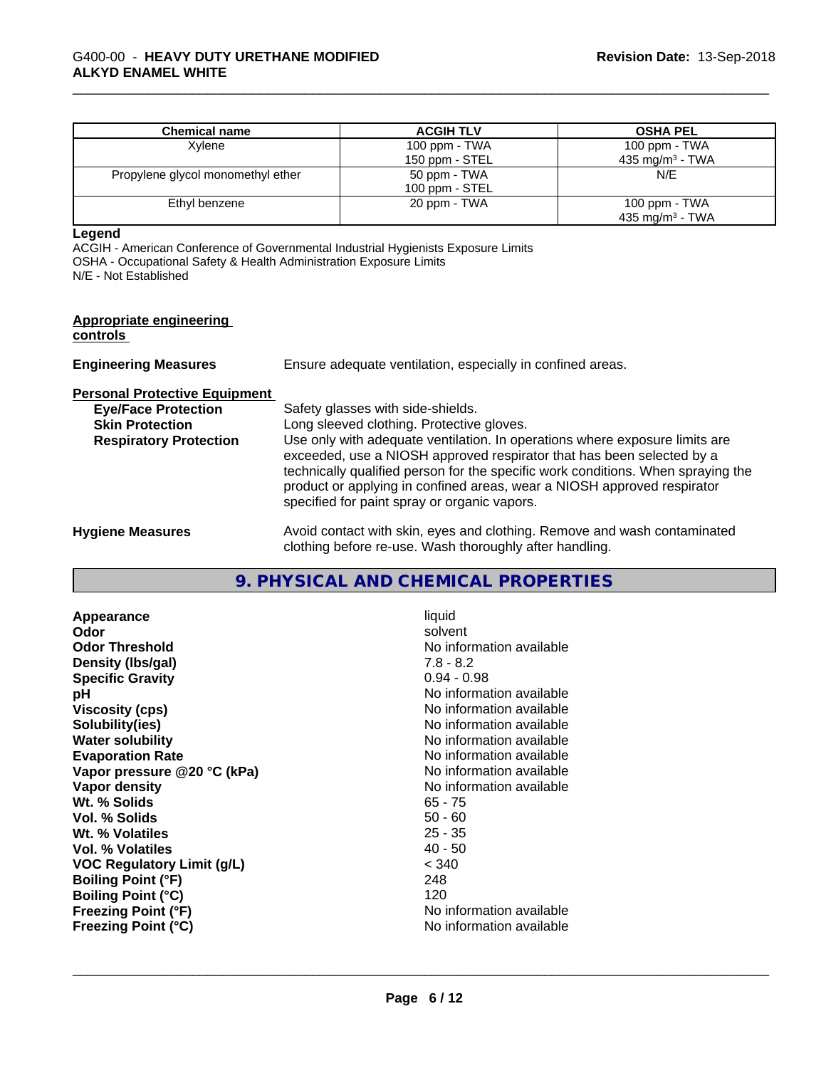| Chemical name | ACGIH TLV | OSHA PEL |
|---|---|---|
| Xylene | 100 ppm - TWA<br>150 ppm - STEL | 100 ppm - TWA<br>435 mg/m³ - TWA |
| Propylene glycol monomethyl ether | 50 ppm - TWA<br>100 ppm - STEL | N/E |
| Ethyl benzene | 20 ppm - TWA | 100 ppm - TWA<br>435 mg/m³ - TWA |

**Legend**

ACGIH - American Conference of Governmental Industrial Hygienists Exposure Limits
OSHA - Occupational Safety & Health Administration Exposure Limits
N/E - Not Established

**Appropriate engineering controls**

**Engineering Measures** Ensure adequate ventilation, especially in confined areas.

**Personal Protective Equipment**

**Eye/Face Protection** Safety glasses with side-shields.

**Skin Protection** Long sleeved clothing. Protective gloves.

**Respiratory Protection** Use only with adequate ventilation. In operations where exposure limits are exceeded, use a NIOSH approved respirator that has been selected by a technically qualified person for the specific work conditions. When spraying the product or applying in confined areas, wear a NIOSH approved respirator specified for paint spray or organic vapors.

**Hygiene Measures** Avoid contact with skin, eyes and clothing. Remove and wash contaminated clothing before re-use. Wash thoroughly after handling.

## 9. PHYSICAL AND CHEMICAL PROPERTIES

| | |
|---|---|
| **Appearance** | liquid |
| **Odor** | solvent |
| **Odor Threshold** | No information available |
| **Density (lbs/gal)** | 7.8 - 8.2 |
| **Specific Gravity** | 0.94 - 0.98 |
| **pH** | No information available |
| **Viscosity (cps)** | No information available |
| **Solubility(ies)** | No information available |
| **Water solubility** | No information available |
| **Evaporation Rate** | No information available |
| **Vapor pressure @20 °C (kPa)** | No information available |
| **Vapor density** | No information available |
| **Wt. % Solids** | 65 - 75 |
| **Vol. % Solids** | 50 - 60 |
| **Wt. % Volatiles** | 25 - 35 |
| **Vol. % Volatiles** | 40 - 50 |
| **VOC Regulatory Limit (g/L)** | < 340 |
| **Boiling Point (°F)** | 248 |
| **Boiling Point (°C)** | 120 |
| **Freezing Point (°F)** | No information available |
| **Freezing Point (°C)** | No information available |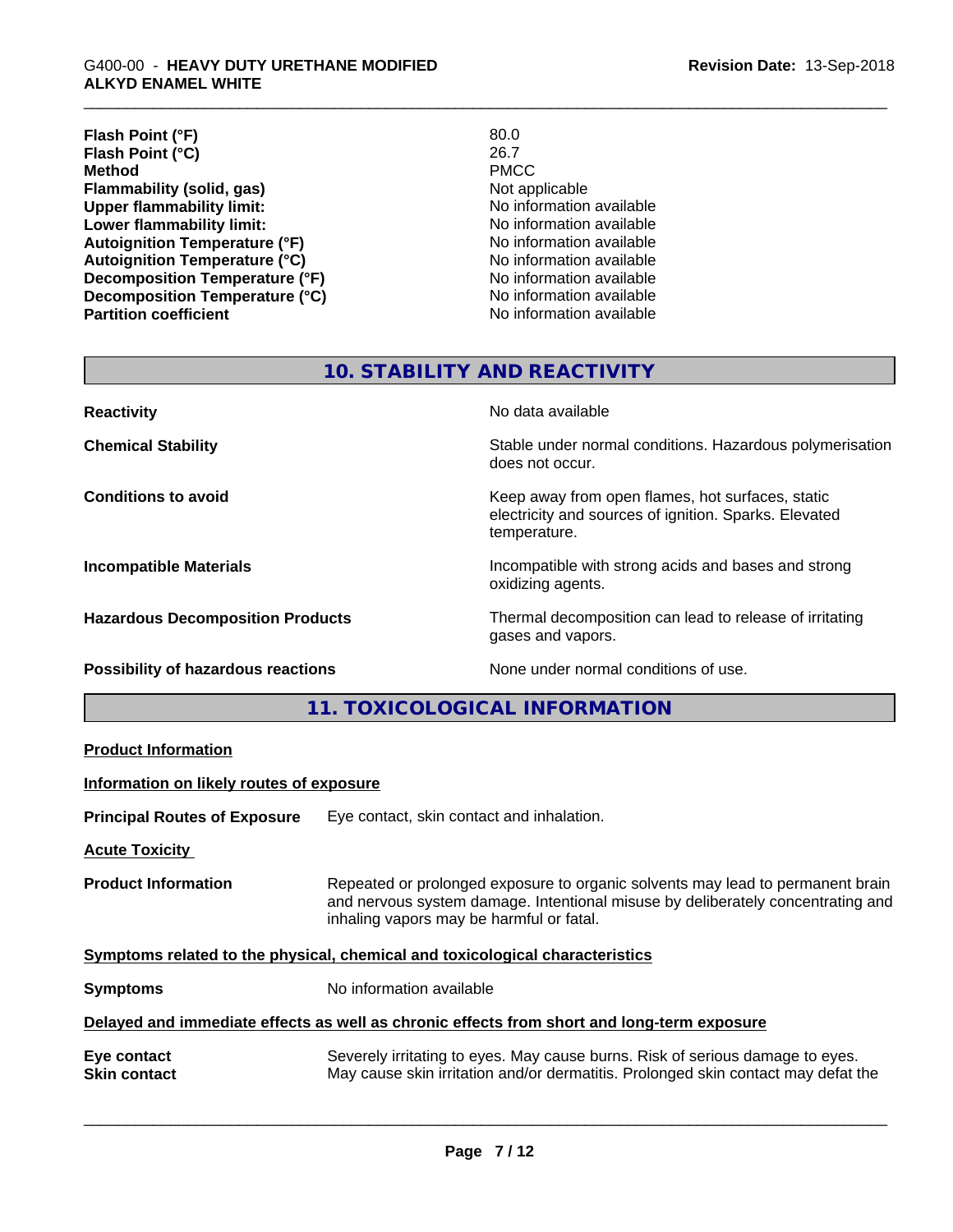| | |
|---|---|
| **Flash Point (°F)** | 80.0 |
| **Flash Point (°C)** | 26.7 |
| **Method** | PMCC |
| **Flammability (solid, gas)** | Not applicable |
| **Upper flammability limit:** | No information available |
| **Lower flammability limit:** | No information available |
| **Autoignition Temperature (°F)** | No information available |
| **Autoignition Temperature (°C)** | No information available |
| **Decomposition Temperature (°F)** | No information available |
| **Decomposition Temperature (°C)** | No information available |
| **Partition coefficient** | No information available |

## 10. STABILITY AND REACTIVITY

| | |
|---|---|
| **Reactivity** | No data available |
| **Chemical Stability** | Stable under normal conditions. Hazardous polymerisation does not occur. |
| **Conditions to avoid** | Keep away from open flames, hot surfaces, static electricity and sources of ignition. Sparks. Elevated temperature. |
| **Incompatible Materials** | Incompatible with strong acids and bases and strong oxidizing agents. |
| **Hazardous Decomposition Products** | Thermal decomposition can lead to release of irritating gases and vapors. |
| **Possibility of hazardous reactions** | None under normal conditions of use. |

## 11. TOXICOLOGICAL INFORMATION

**Product Information**

**Information on likely routes of exposure**

**Principal Routes of Exposure** Eye contact, skin contact and inhalation.

**Acute Toxicity**

**Product Information** Repeated or prolonged exposure to organic solvents may lead to permanent brain and nervous system damage. Intentional misuse by deliberately concentrating and inhaling vapors may be harmful or fatal.

**Symptoms related to the physical, chemical and toxicological characteristics**

**Symptoms** No information available

**Delayed and immediate effects as well as chronic effects from short and long-term exposure**

**Eye contact** Severely irritating to eyes. May cause burns. Risk of serious damage to eyes.

**Skin contact** May cause skin irritation and/or dermatitis. Prolonged skin contact may defat the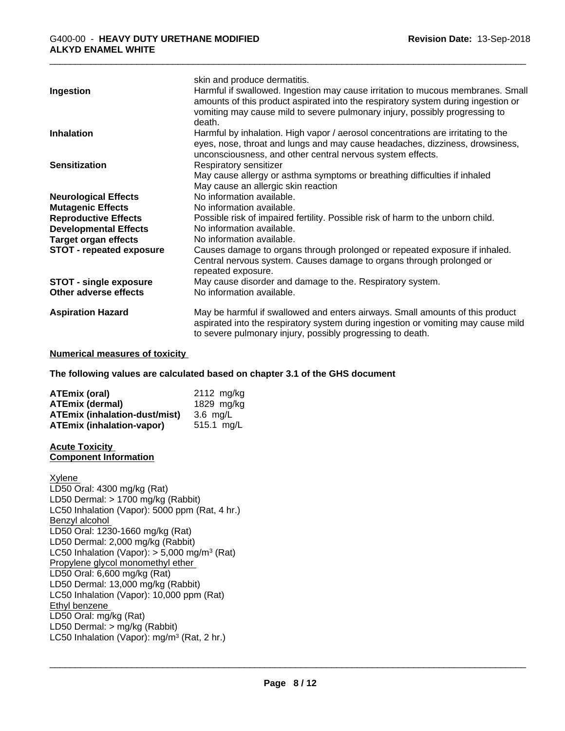| | |
|---|---|
| | skin and produce dermatitis. |
| **Ingestion** | Harmful if swallowed. Ingestion may cause irritation to mucous membranes. Small amounts of this product aspirated into the respiratory system during ingestion or vomiting may cause mild to severe pulmonary injury, possibly progressing to death. |
| **Inhalation** | Harmful by inhalation. High vapor / aerosol concentrations are irritating to the eyes, nose, throat and lungs and may cause headaches, dizziness, drowsiness, unconsciousness, and other central nervous system effects. |
| **Sensitization** | Respiratory sensitizer<br>May cause allergy or asthma symptoms or breathing difficulties if inhaled<br>May cause an allergic skin reaction |
| **Neurological Effects** | No information available. |
| **Mutagenic Effects** | No information available. |
| **Reproductive Effects** | Possible risk of impaired fertility. Possible risk of harm to the unborn child. |
| **Developmental Effects** | No information available. |
| **Target organ effects** | No information available. |
| **STOT - repeated exposure** | Causes damage to organs through prolonged or repeated exposure if inhaled. Central nervous system. Causes damage to organs through prolonged or repeated exposure. |
| **STOT - single exposure** | May cause disorder and damage to the. Respiratory system. |
| **Other adverse effects** | No information available. |
| **Aspiration Hazard** | May be harmful if swallowed and enters airways. Small amounts of this product aspirated into the respiratory system during ingestion or vomiting may cause mild to severe pulmonary injury, possibly progressing to death. |

**Numerical measures of toxicity**

**The following values are calculated based on chapter 3.1 of the GHS document**

| | |
|---|---|
| **ATEmix (oral)** | 2112 mg/kg |
| **ATEmix (dermal)** | 1829 mg/kg |
| **ATEmix (inhalation-dust/mist)** | 3.6 mg/L |
| **ATEmix (inhalation-vapor)** | 515.1 mg/L |

**Acute Toxicity**
**Component Information**

Xylene
LD50 Oral: 4300 mg/kg (Rat)
LD50 Dermal: > 1700 mg/kg (Rabbit)
LC50 Inhalation (Vapor): 5000 ppm (Rat, 4 hr.)
Benzyl alcohol
LD50 Oral: 1230-1660 mg/kg (Rat)
LD50 Dermal: 2,000 mg/kg (Rabbit)
LC50 Inhalation (Vapor): > 5,000 mg/m³ (Rat)
Propylene glycol monomethyl ether
LD50 Oral: 6,600 mg/kg (Rat)
LD50 Dermal: 13,000 mg/kg (Rabbit)
LC50 Inhalation (Vapor): 10,000 ppm (Rat)
Ethyl benzene
LD50 Oral: mg/kg (Rat)
LD50 Dermal: > mg/kg (Rabbit)
LC50 Inhalation (Vapor): mg/m³ (Rat, 2 hr.)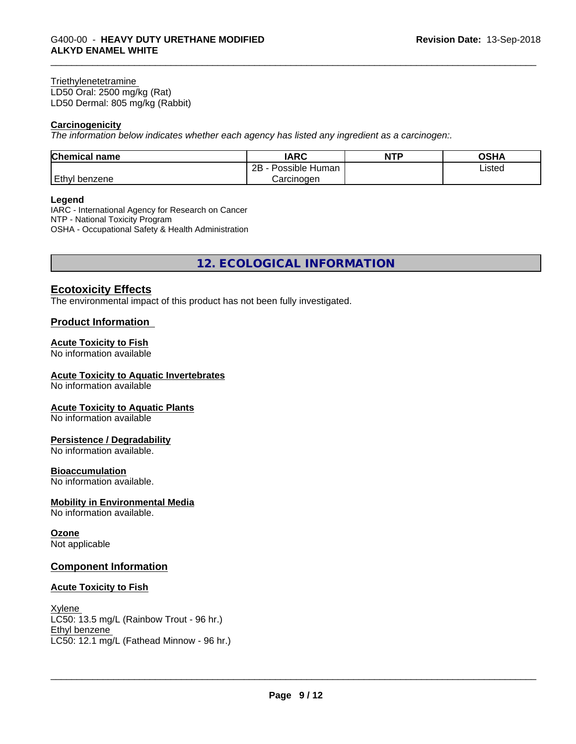Triethylenetetramine
LD50 Oral: 2500 mg/kg (Rat)
LD50 Dermal: 805 mg/kg (Rabbit)

**Carcinogenicity**

*The information below indicates whether each agency has listed any ingredient as a carcinogen:.*

| Chemical name | IARC | NTP | OSHA |
|---|---|---|---|
| Ethyl benzene | 2B - Possible Human Carcinogen | | Listed |

**Legend**

IARC - International Agency for Research on Cancer
NTP - National Toxicity Program
OSHA - Occupational Safety & Health Administration

## 12. ECOLOGICAL INFORMATION

### Ecotoxicity Effects

The environmental impact of this product has not been fully investigated.

### Product Information

**Acute Toxicity to Fish**
No information available

**Acute Toxicity to Aquatic Invertebrates**
No information available

**Acute Toxicity to Aquatic Plants**
No information available

**Persistence / Degradability**
No information available.

**Bioaccumulation**
No information available.

**Mobility in Environmental Media**
No information available.

**Ozone**
Not applicable

### Component Information

**Acute Toxicity to Fish**

Xylene
LC50: 13.5 mg/L (Rainbow Trout - 96 hr.)
Ethyl benzene
LC50: 12.1 mg/L (Fathead Minnow - 96 hr.)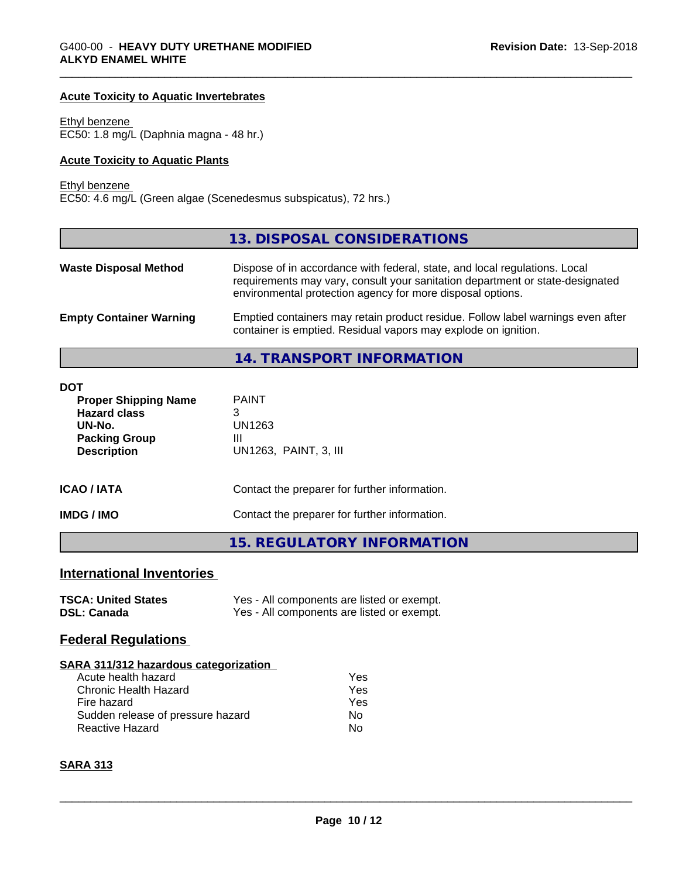#### Acute Toxicity to Aquatic Invertebrates

Ethyl benzene
EC50: 1.8 mg/L (Daphnia magna - 48 hr.)

#### Acute Toxicity to Aquatic Plants

Ethyl benzene
EC50: 4.6 mg/L (Green algae (Scenedesmus subspicatus), 72 hrs.)

## 13. DISPOSAL CONSIDERATIONS

**Waste Disposal Method** Dispose of in accordance with federal, state, and local regulations. Local requirements may vary, consult your sanitation department or state-designated environmental protection agency for more disposal options.

**Empty Container Warning** Emptied containers may retain product residue. Follow label warnings even after container is emptied. Residual vapors may explode on ignition.

## 14. TRANSPORT INFORMATION

**DOT**

| | |
|---|---|
| **Proper Shipping Name** | PAINT |
| **Hazard class** | 3 |
| **UN-No.** | UN1263 |
| **Packing Group** | III |
| **Description** | UN1263, PAINT, 3, III |

**ICAO / IATA** Contact the preparer for further information.

**IMDG / IMO** Contact the preparer for further information.

## 15. REGULATORY INFORMATION

### International Inventories

| | |
|---|---|
| **TSCA: United States** | Yes - All components are listed or exempt. |
| **DSL: Canada** | Yes - All components are listed or exempt. |

### Federal Regulations

#### SARA 311/312 hazardous categorization

| | |
|---|---|
| Acute health hazard | Yes |
| Chronic Health Hazard | Yes |
| Fire hazard | Yes |
| Sudden release of pressure hazard | No |
| Reactive Hazard | No |

#### SARA 313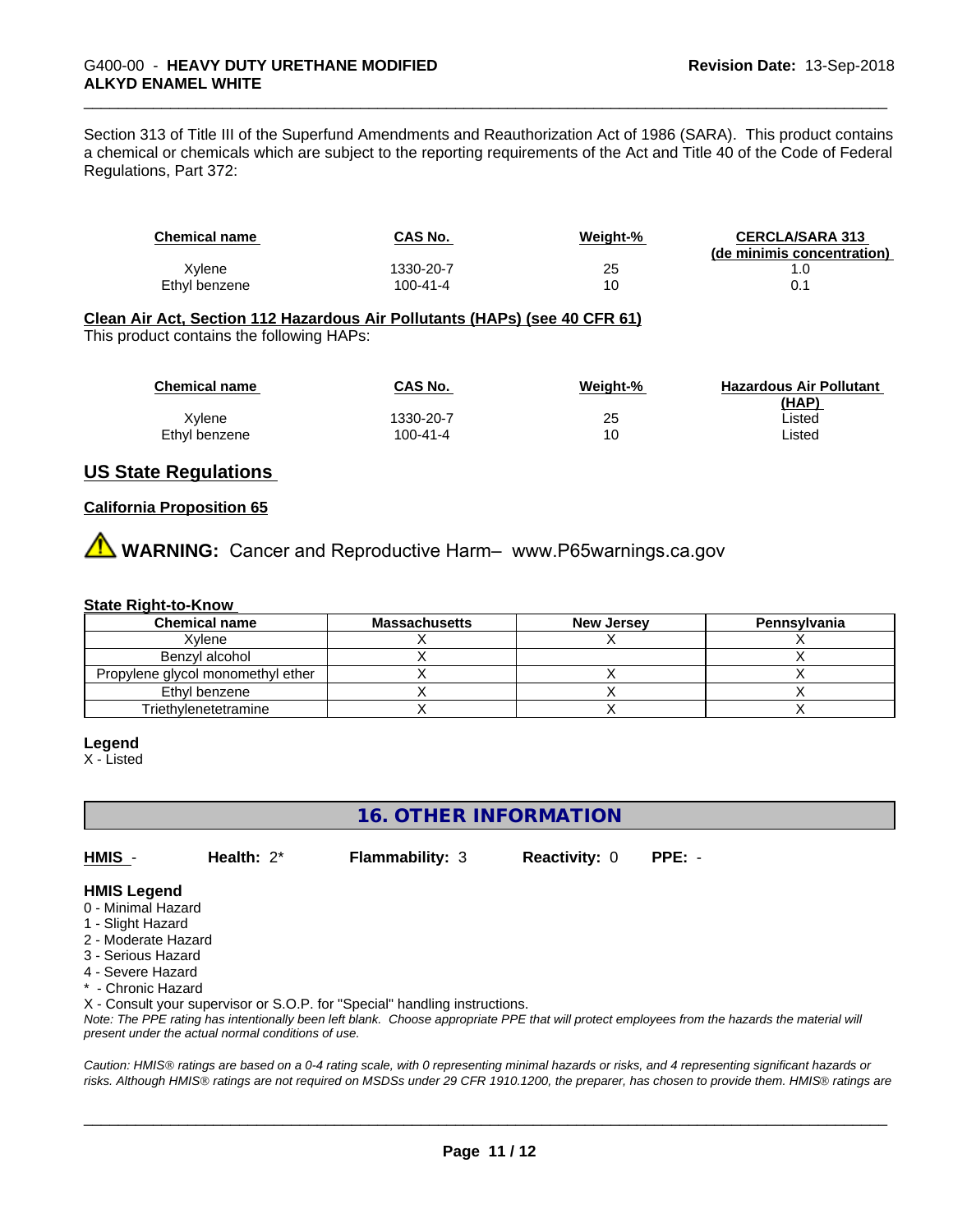Section 313 of Title III of the Superfund Amendments and Reauthorization Act of 1986 (SARA). This product contains a chemical or chemicals which are subject to the reporting requirements of the Act and Title 40 of the Code of Federal Regulations, Part 372:

| Chemical name | CAS No. | Weight-% | CERCLA/SARA 313 (de minimis concentration) |
|---|---|---|---|
| Xylene | 1330-20-7 | 25 | 1.0 |
| Ethyl benzene | 100-41-4 | 10 | 0.1 |

**Clean Air Act, Section 112 Hazardous Air Pollutants (HAPs) (see 40 CFR 61)**

This product contains the following HAPs:

| Chemical name | CAS No. | Weight-% | Hazardous Air Pollutant (HAP) |
|---|---|---|---|
| Xylene | 1330-20-7 | 25 | Listed |
| Ethyl benzene | 100-41-4 | 10 | Listed |

## US State Regulations

**California Proposition 65**

⚠ **WARNING:** Cancer and Reproductive Harm– www.P65warnings.ca.gov

**State Right-to-Know**

| Chemical name | Massachusetts | New Jersey | Pennsylvania |
|---|---|---|---|
| Xylene | X | X | X |
| Benzyl alcohol | X | | X |
| Propylene glycol monomethyl ether | X | X | X |
| Ethyl benzene | X | X | X |
| Triethylenetetramine | X | X | X |

**Legend**

X - Listed

## 16. OTHER INFORMATION

**HMIS** - **Health:** 2* **Flammability:** 3 **Reactivity:** 0 **PPE:** -

**HMIS Legend**

0 - Minimal Hazard
1 - Slight Hazard
2 - Moderate Hazard
3 - Serious Hazard
4 - Severe Hazard
* - Chronic Hazard
X - Consult your supervisor or S.O.P. for "Special" handling instructions.

*Note: The PPE rating has intentionally been left blank. Choose appropriate PPE that will protect employees from the hazards the material will present under the actual normal conditions of use.*

*Caution: HMIS® ratings are based on a 0-4 rating scale, with 0 representing minimal hazards or risks, and 4 representing significant hazards or risks. Although HMIS® ratings are not required on MSDSs under 29 CFR 1910.1200, the preparer, has chosen to provide them. HMIS® ratings are*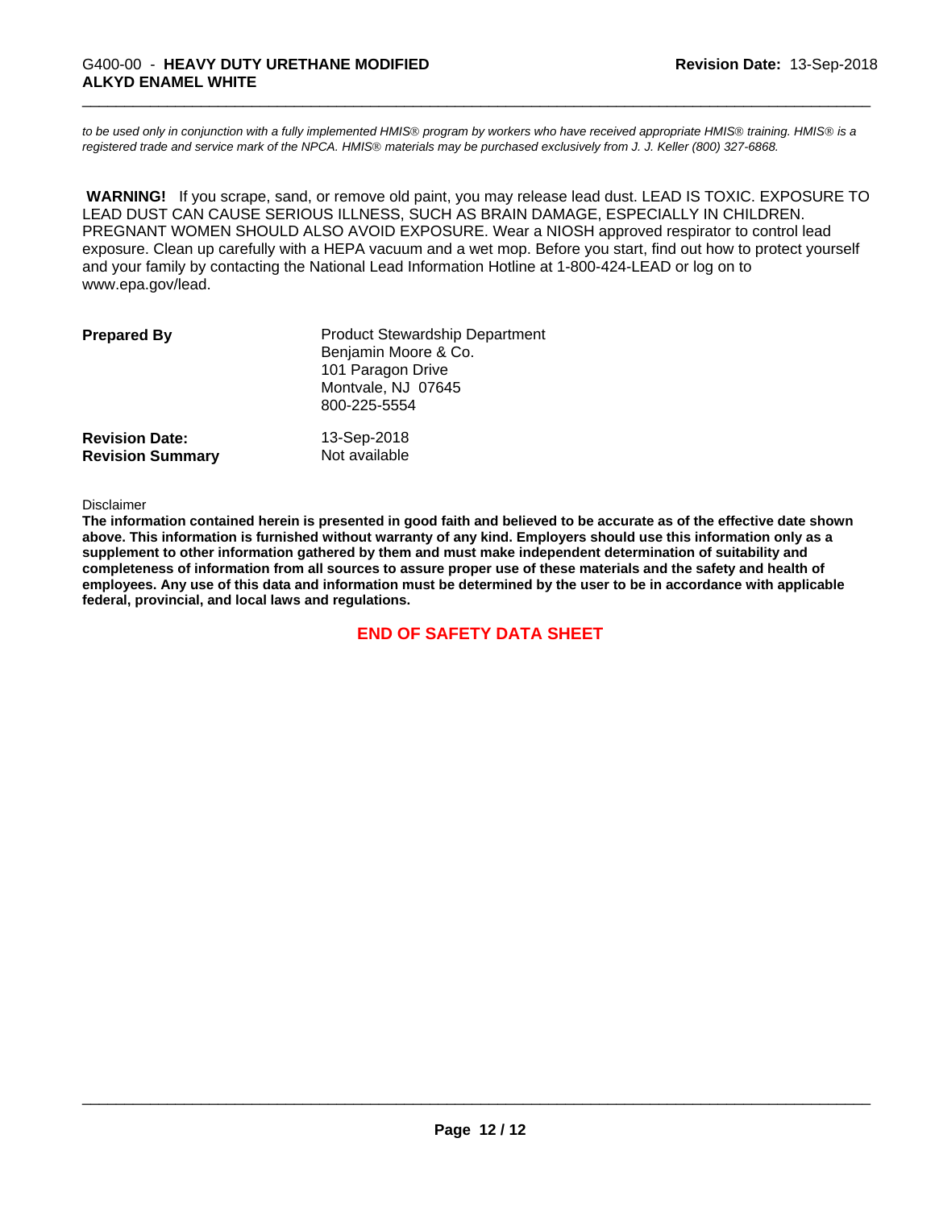*to be used only in conjunction with a fully implemented HMIS® program by workers who have received appropriate HMIS® training. HMIS® is a registered trade and service mark of the NPCA. HMIS® materials may be purchased exclusively from J. J. Keller (800) 327-6868.*

**WARNING!** If you scrape, sand, or remove old paint, you may release lead dust. LEAD IS TOXIC. EXPOSURE TO LEAD DUST CAN CAUSE SERIOUS ILLNESS, SUCH AS BRAIN DAMAGE, ESPECIALLY IN CHILDREN. PREGNANT WOMEN SHOULD ALSO AVOID EXPOSURE. Wear a NIOSH approved respirator to control lead exposure. Clean up carefully with a HEPA vacuum and a wet mop. Before you start, find out how to protect yourself and your family by contacting the National Lead Information Hotline at 1-800-424-LEAD or log on to www.epa.gov/lead.

| | |
|---|---|
| **Prepared By** | Product Stewardship Department<br>Benjamin Moore & Co.<br>101 Paragon Drive<br>Montvale, NJ 07645<br>800-225-5554 |
| **Revision Date:** | 13-Sep-2018 |
| **Revision Summary** | Not available |

Disclaimer

**The information contained herein is presented in good faith and believed to be accurate as of the effective date shown above. This information is furnished without warranty of any kind. Employers should use this information only as a supplement to other information gathered by them and must make independent determination of suitability and completeness of information from all sources to assure proper use of these materials and the safety and health of employees. Any use of this data and information must be determined by the user to be in accordance with applicable federal, provincial, and local laws and regulations.**

**END OF SAFETY DATA SHEET**